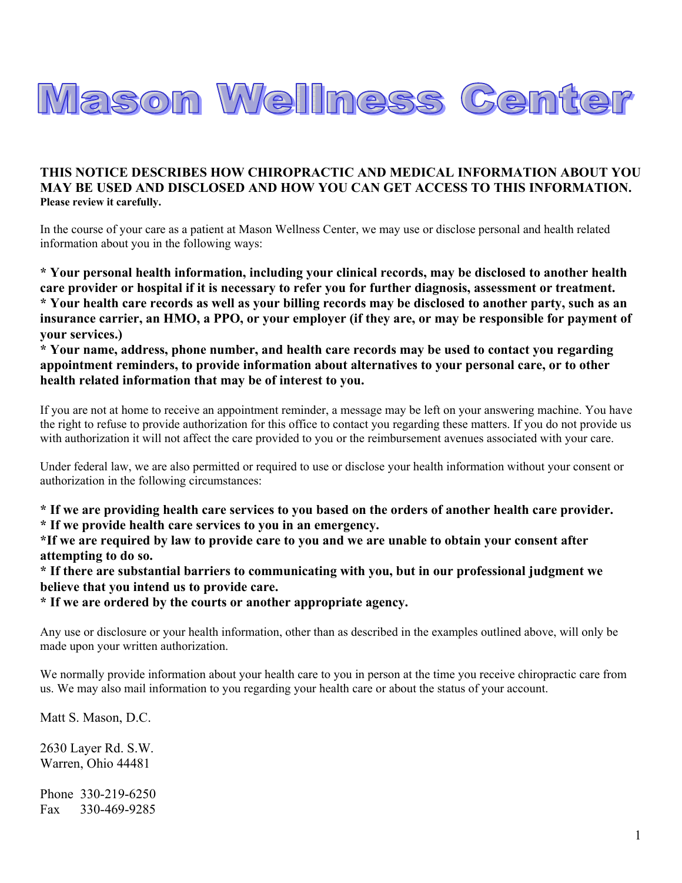# Mason Wellness Center

**THIS NOTICE DESCRIBES HOW CHIROPRACTIC AND MEDICAL INFORMATION ABOUT YOU MAY BE USED AND DISCLOSED AND HOW YOU CAN GET ACCESS TO THIS INFORMATION.**
**Please review it carefully.**

In the course of your care as a patient at Mason Wellness Center, we may use or disclose personal and health related information about you in the following ways:

**\* Your personal health information, including your clinical records, may be disclosed to another health care provider or hospital if it is necessary to refer you for further diagnosis, assessment or treatment.**
**\* Your health care records as well as your billing records may be disclosed to another party, such as an insurance carrier, an HMO, a PPO, or your employer (if they are, or may be responsible for payment of your services.)**
**\* Your name, address, phone number, and health care records may be used to contact you regarding appointment reminders, to provide information about alternatives to your personal care, or to other health related information that may be of interest to you.**

If you are not at home to receive an appointment reminder, a message may be left on your answering machine. You have the right to refuse to provide authorization for this office to contact you regarding these matters. If you do not provide us with authorization it will not affect the care provided to you or the reimbursement avenues associated with your care.

Under federal law, we are also permitted or required to use or disclose your health information without your consent or authorization in the following circumstances:

**\* If we are providing health care services to you based on the orders of another health care provider.**
**\* If we provide health care services to you in an emergency.**
**\*If we are required by law to provide care to you and we are unable to obtain your consent after attempting to do so.**
**\* If there are substantial barriers to communicating with you, but in our professional judgment we believe that you intend us to provide care.**
**\* If we are ordered by the courts or another appropriate agency.**

Any use or disclosure or your health information, other than as described in the examples outlined above, will only be made upon your written authorization.

We normally provide information about your health care to you in person at the time you receive chiropractic care from us. We may also mail information to you regarding your health care or about the status of your account.

Matt S. Mason, D.C.

2630 Layer Rd. S.W.
Warren, Ohio 44481

Phone 330-219-6250
Fax 330-469-9285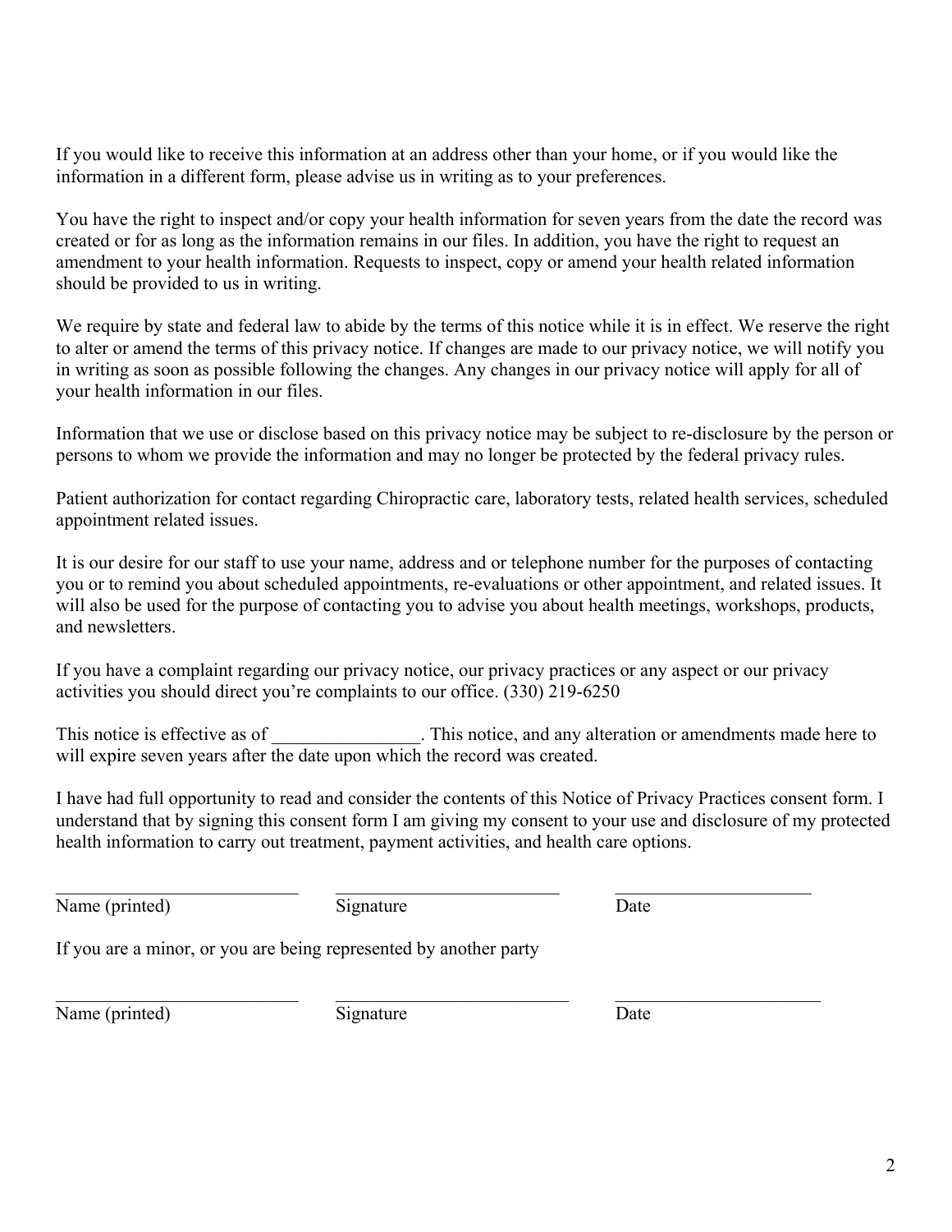If you would like to receive this information at an address other than your home, or if you would like the information in a different form, please advise us in writing as to your preferences.

You have the right to inspect and/or copy your health information for seven years from the date the record was created or for as long as the information remains in our files. In addition, you have the right to request an amendment to your health information. Requests to inspect, copy or amend your health related information should be provided to us in writing.

We require by state and federal law to abide by the terms of this notice while it is in effect. We reserve the right to alter or amend the terms of this privacy notice. If changes are made to our privacy notice, we will notify you in writing as soon as possible following the changes. Any changes in our privacy notice will apply for all of your health information in our files.

Information that we use or disclose based on this privacy notice may be subject to re-disclosure by the person or persons to whom we provide the information and may no longer be protected by the federal privacy rules.

Patient authorization for contact regarding Chiropractic care, laboratory tests, related health services, scheduled appointment related issues.

It is our desire for our staff to use your name, address and or telephone number for the purposes of contacting you or to remind you about scheduled appointments, re-evaluations or other appointment, and related issues. It will also be used for the purpose of contacting you to advise you about health meetings, workshops, products, and newsletters.

If you have a complaint regarding our privacy notice, our privacy practices or any aspect or our privacy activities you should direct you're complaints to our office. (330) 219-6250

This notice is effective as of ________________. This notice, and any alteration or amendments made here to will expire seven years after the date upon which the record was created.

I have had full opportunity to read and consider the contents of this Notice of Privacy Practices consent form. I understand that by signing this consent form I am giving my consent to your use and disclosure of my protected health information to carry out treatment, payment activities, and health care options.

___________________________ ___________________________ ______________________

Name (printed) Signature Date

If you are a minor, or you are being represented by another party

___________________________ ___________________________ ______________________

Name (printed) Signature Date